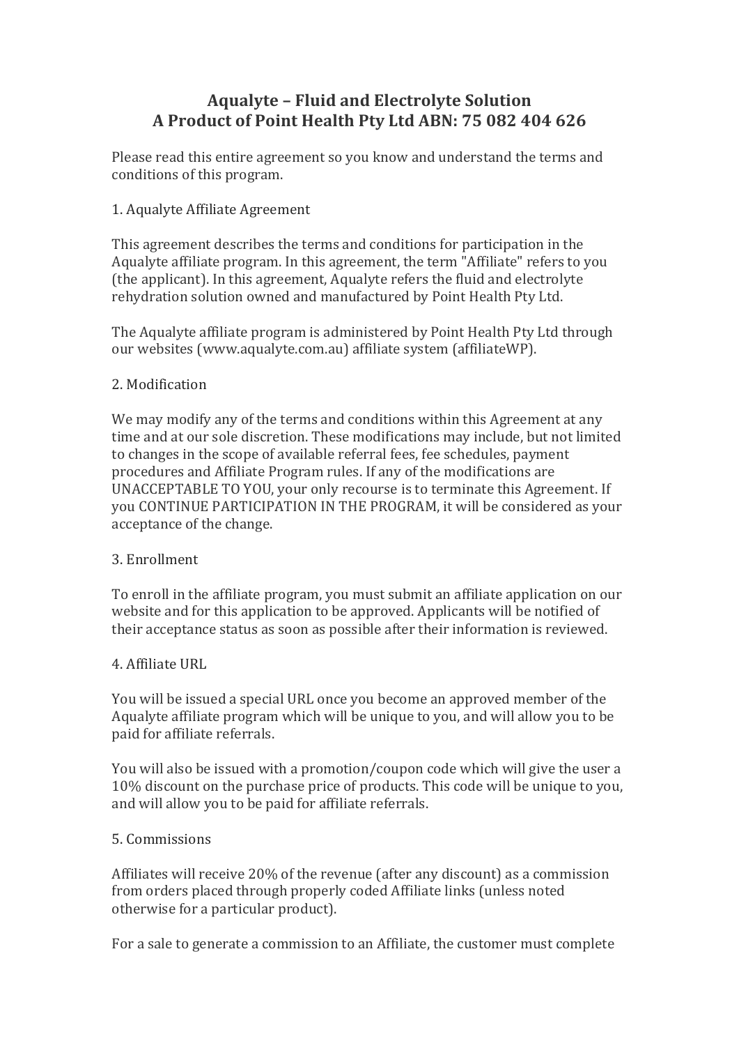# Aqualyte – Fluid and Electrolyte Solution
# A Product of Point Health Pty Ltd ABN: 75 082 404 626

Please read this entire agreement so you know and understand the terms and conditions of this program.

## 1. Aqualyte Affiliate Agreement

This agreement describes the terms and conditions for participation in the Aqualyte affiliate program. In this agreement, the term "Affiliate" refers to you (the applicant). In this agreement, Aqualyte refers the fluid and electrolyte rehydration solution owned and manufactured by Point Health Pty Ltd.

The Aqualyte affiliate program is administered by Point Health Pty Ltd through our websites (www.aqualyte.com.au) affiliate system (affiliateWP).

## 2. Modification

We may modify any of the terms and conditions within this Agreement at any time and at our sole discretion. These modifications may include, but not limited to changes in the scope of available referral fees, fee schedules, payment procedures and Affiliate Program rules. If any of the modifications are UNACCEPTABLE TO YOU, your only recourse is to terminate this Agreement. If you CONTINUE PARTICIPATION IN THE PROGRAM, it will be considered as your acceptance of the change.

## 3. Enrollment

To enroll in the affiliate program, you must submit an affiliate application on our website and for this application to be approved. Applicants will be notified of their acceptance status as soon as possible after their information is reviewed.

## 4. Affiliate URL

You will be issued a special URL once you become an approved member of the Aqualyte affiliate program which will be unique to you, and will allow you to be paid for affiliate referrals.

You will also be issued with a promotion/coupon code which will give the user a 10% discount on the purchase price of products. This code will be unique to you, and will allow you to be paid for affiliate referrals.

## 5. Commissions

Affiliates will receive 20% of the revenue (after any discount) as a commission from orders placed through properly coded Affiliate links (unless noted otherwise for a particular product).

For a sale to generate a commission to an Affiliate, the customer must complete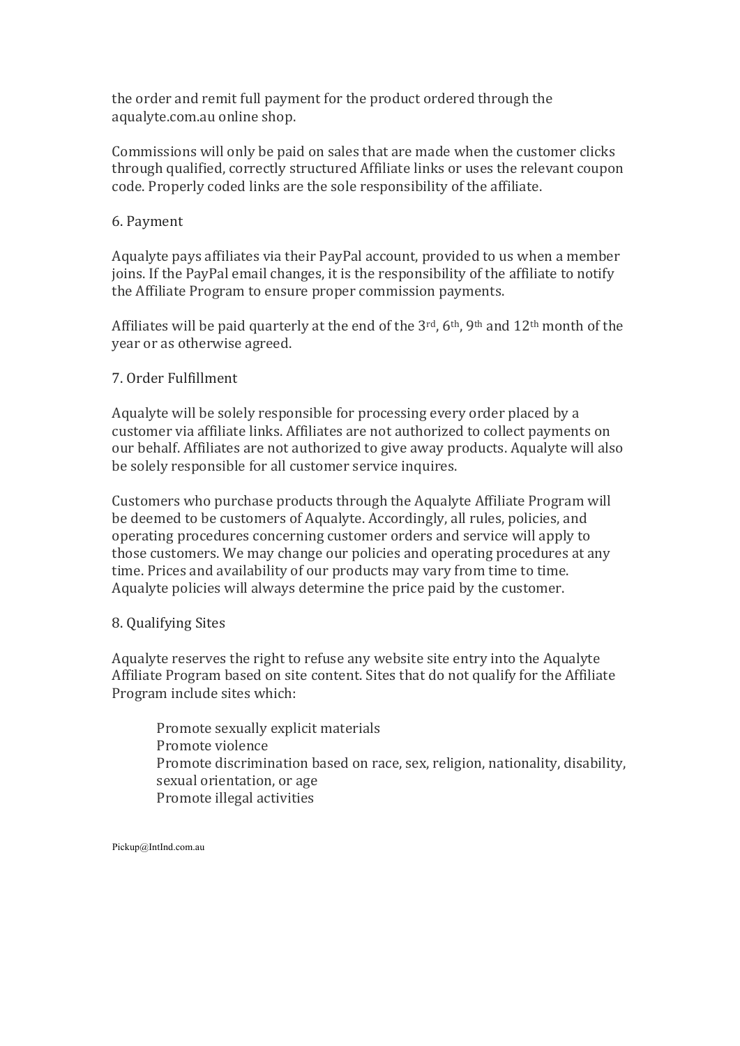the order and remit full payment for the product ordered through the aqualyte.com.au online shop.

Commissions will only be paid on sales that are made when the customer clicks through qualified, correctly structured Affiliate links or uses the relevant coupon code. Properly coded links are the sole responsibility of the affiliate.

## 6. Payment

Aqualyte pays affiliates via their PayPal account, provided to us when a member joins. If the PayPal email changes, it is the responsibility of the affiliate to notify the Affiliate Program to ensure proper commission payments.

Affiliates will be paid quarterly at the end of the 3rd, 6th, 9th and 12th month of the year or as otherwise agreed.

## 7. Order Fulfillment

Aqualyte will be solely responsible for processing every order placed by a customer via affiliate links. Affiliates are not authorized to collect payments on our behalf. Affiliates are not authorized to give away products. Aqualyte will also be solely responsible for all customer service inquires.

Customers who purchase products through the Aqualyte Affiliate Program will be deemed to be customers of Aqualyte. Accordingly, all rules, policies, and operating procedures concerning customer orders and service will apply to those customers. We may change our policies and operating procedures at any time. Prices and availability of our products may vary from time to time. Aqualyte policies will always determine the price paid by the customer.

## 8. Qualifying Sites

Aqualyte reserves the right to refuse any website site entry into the Aqualyte Affiliate Program based on site content. Sites that do not qualify for the Affiliate Program include sites which:

- Promote sexually explicit materials
- Promote violence
- Promote discrimination based on race, sex, religion, nationality, disability, sexual orientation, or age
- Promote illegal activities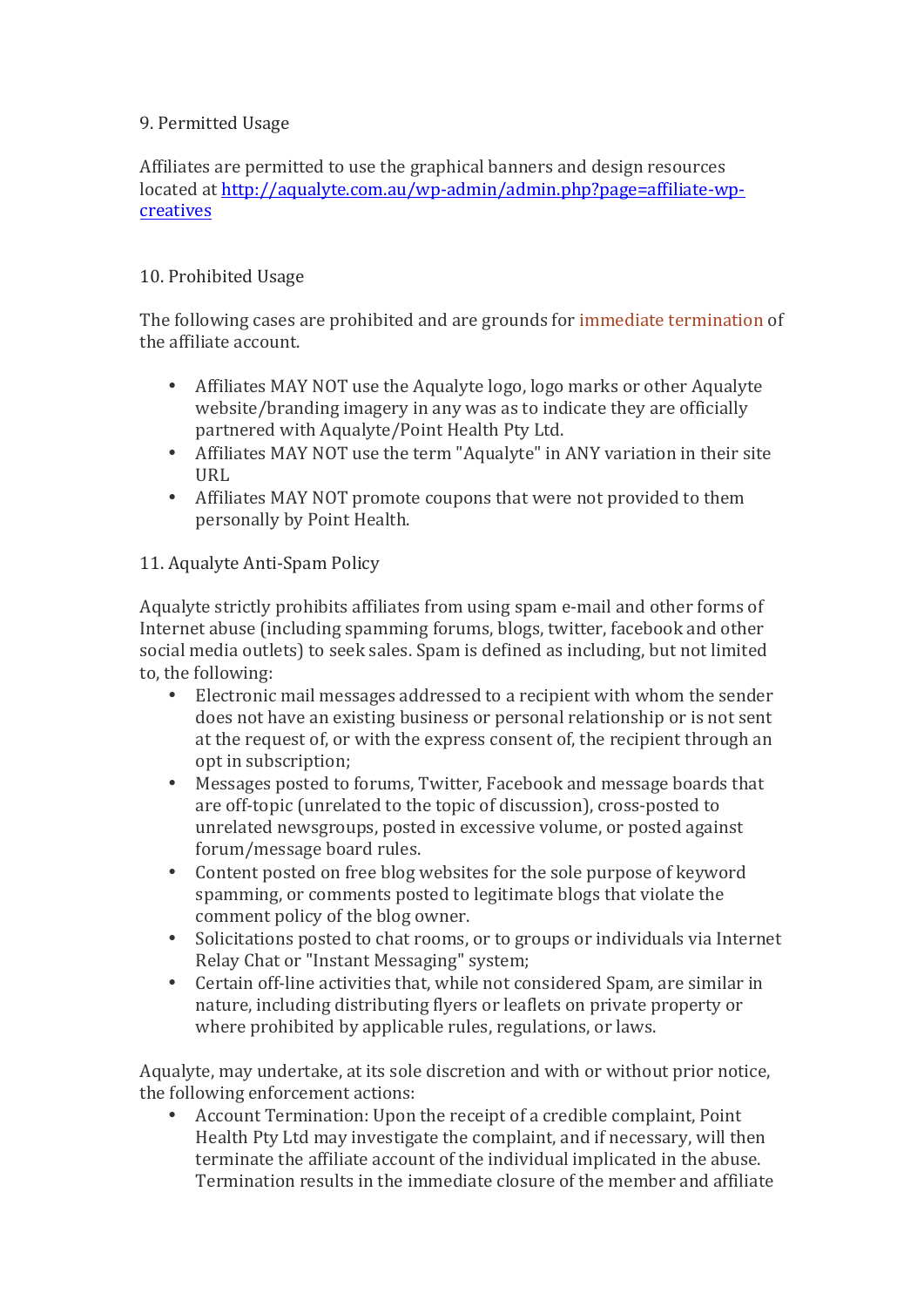9. Permitted Usage

Affiliates are permitted to use the graphical banners and design resources located at [http://aqualyte.com.au/wp-admin/admin.php?page=affiliate-wp-creatives](http://aqualyte.com.au/wp-admin/admin.php?page=affiliate-wp-creatives)

10. Prohibited Usage

The following cases are prohibited and are grounds for immediate termination of the affiliate account.

- Affiliates MAY NOT use the Aqualyte logo, logo marks or other Aqualyte website/branding imagery in any was as to indicate they are officially partnered with Aqualyte/Point Health Pty Ltd.
- Affiliates MAY NOT use the term "Aqualyte" in ANY variation in their site URL
- Affiliates MAY NOT promote coupons that were not provided to them personally by Point Health.

11. Aqualyte Anti-Spam Policy

Aqualyte strictly prohibits affiliates from using spam e-mail and other forms of Internet abuse (including spamming forums, blogs, twitter, facebook and other social media outlets) to seek sales. Spam is defined as including, but not limited to, the following:

- Electronic mail messages addressed to a recipient with whom the sender does not have an existing business or personal relationship or is not sent at the request of, or with the express consent of, the recipient through an opt in subscription;
- Messages posted to forums, Twitter, Facebook and message boards that are off-topic (unrelated to the topic of discussion), cross-posted to unrelated newsgroups, posted in excessive volume, or posted against forum/message board rules.
- Content posted on free blog websites for the sole purpose of keyword spamming, or comments posted to legitimate blogs that violate the comment policy of the blog owner.
- Solicitations posted to chat rooms, or to groups or individuals via Internet Relay Chat or "Instant Messaging" system;
- Certain off-line activities that, while not considered Spam, are similar in nature, including distributing flyers or leaflets on private property or where prohibited by applicable rules, regulations, or laws.

Aqualyte, may undertake, at its sole discretion and with or without prior notice, the following enforcement actions:

- Account Termination: Upon the receipt of a credible complaint, Point Health Pty Ltd may investigate the complaint, and if necessary, will then terminate the affiliate account of the individual implicated in the abuse. Termination results in the immediate closure of the member and affiliate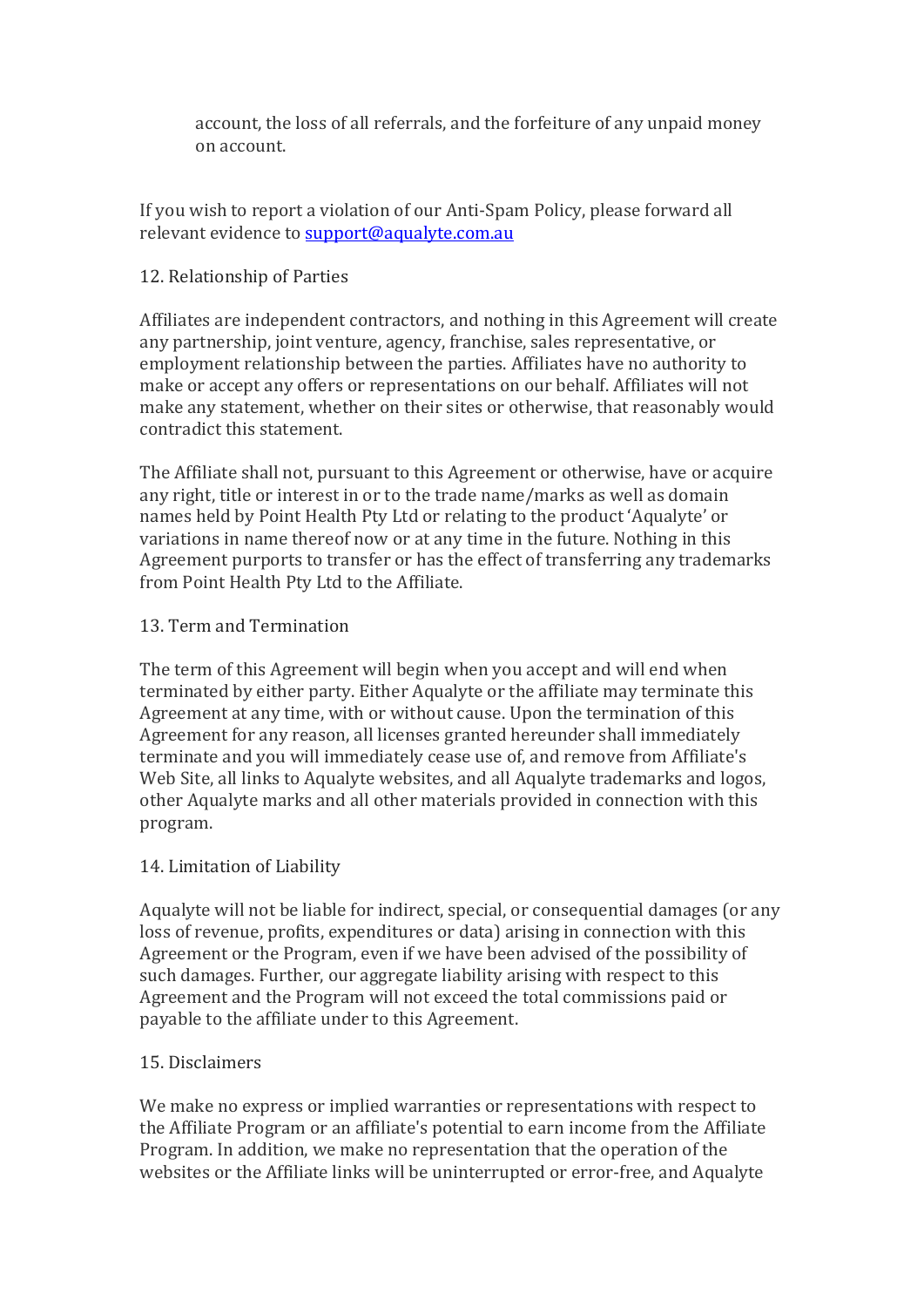account, the loss of all referrals, and the forfeiture of any unpaid money on account.

If you wish to report a violation of our Anti-Spam Policy, please forward all relevant evidence to support@aqualyte.com.au

12. Relationship of Parties

Affiliates are independent contractors, and nothing in this Agreement will create any partnership, joint venture, agency, franchise, sales representative, or employment relationship between the parties. Affiliates have no authority to make or accept any offers or representations on our behalf. Affiliates will not make any statement, whether on their sites or otherwise, that reasonably would contradict this statement.

The Affiliate shall not, pursuant to this Agreement or otherwise, have or acquire any right, title or interest in or to the trade name/marks as well as domain names held by Point Health Pty Ltd or relating to the product 'Aqualyte' or variations in name thereof now or at any time in the future. Nothing in this Agreement purports to transfer or has the effect of transferring any trademarks from Point Health Pty Ltd to the Affiliate.

13. Term and Termination

The term of this Agreement will begin when you accept and will end when terminated by either party. Either Aqualyte or the affiliate may terminate this Agreement at any time, with or without cause. Upon the termination of this Agreement for any reason, all licenses granted hereunder shall immediately terminate and you will immediately cease use of, and remove from Affiliate's Web Site, all links to Aqualyte websites, and all Aqualyte trademarks and logos, other Aqualyte marks and all other materials provided in connection with this program.

14. Limitation of Liability

Aqualyte will not be liable for indirect, special, or consequential damages (or any loss of revenue, profits, expenditures or data) arising in connection with this Agreement or the Program, even if we have been advised of the possibility of such damages. Further, our aggregate liability arising with respect to this Agreement and the Program will not exceed the total commissions paid or payable to the affiliate under to this Agreement.

15. Disclaimers

We make no express or implied warranties or representations with respect to the Affiliate Program or an affiliate's potential to earn income from the Affiliate Program. In addition, we make no representation that the operation of the websites or the Affiliate links will be uninterrupted or error-free, and Aqualyte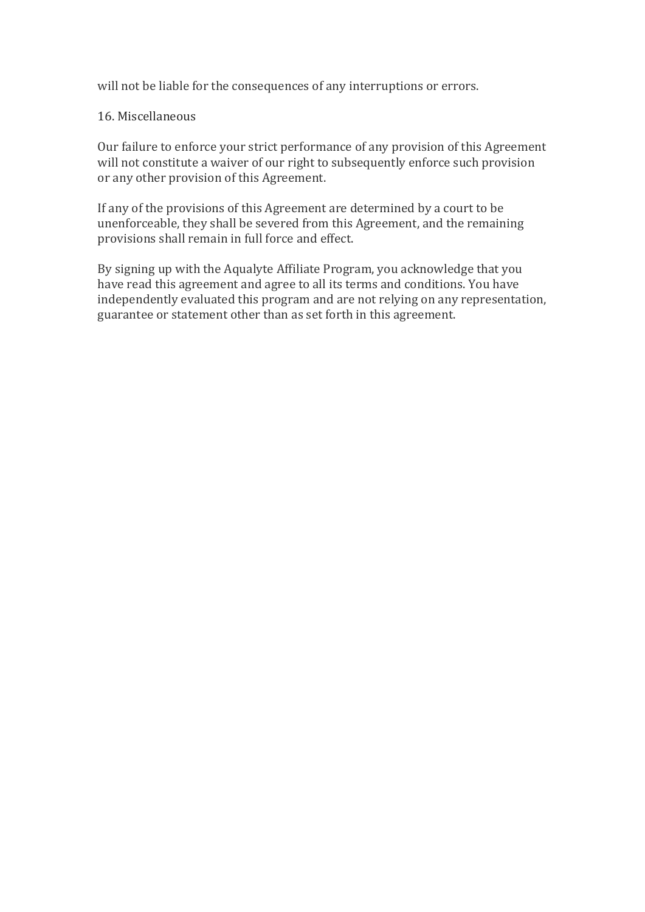will not be liable for the consequences of any interruptions or errors.

## 16. Miscellaneous

Our failure to enforce your strict performance of any provision of this Agreement will not constitute a waiver of our right to subsequently enforce such provision or any other provision of this Agreement.

If any of the provisions of this Agreement are determined by a court to be unenforceable, they shall be severed from this Agreement, and the remaining provisions shall remain in full force and effect.

By signing up with the Aqualyte Affiliate Program, you acknowledge that you have read this agreement and agree to all its terms and conditions. You have independently evaluated this program and are not relying on any representation, guarantee or statement other than as set forth in this agreement.